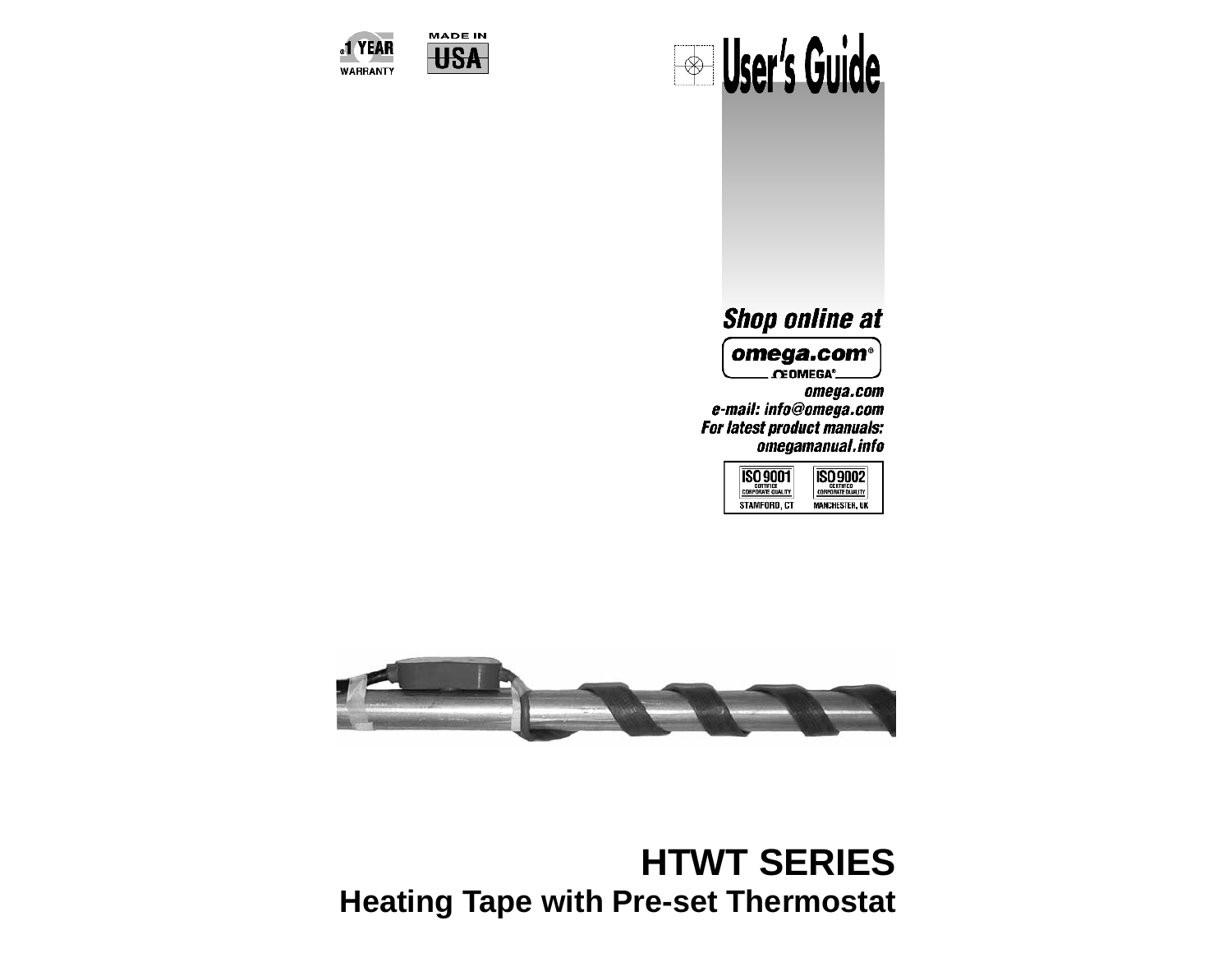1 YEAR WARRANTY

MADE IN USA

# User's Guide

*Shop online at*

**omega.com®**

OMEGA®

*omega.com*
*e-mail: info@omega.com*
*For latest product manuals:*
*omegamanual.info*

ISO 9001 CERTIFIED CORPORATE QUALITY STAMFORD, CT

ISO 9002 CERTIFIED CORPORATE QUALITY MANCHESTER, UK

# HTWT SERIES

## Heating Tape with Pre-set Thermostat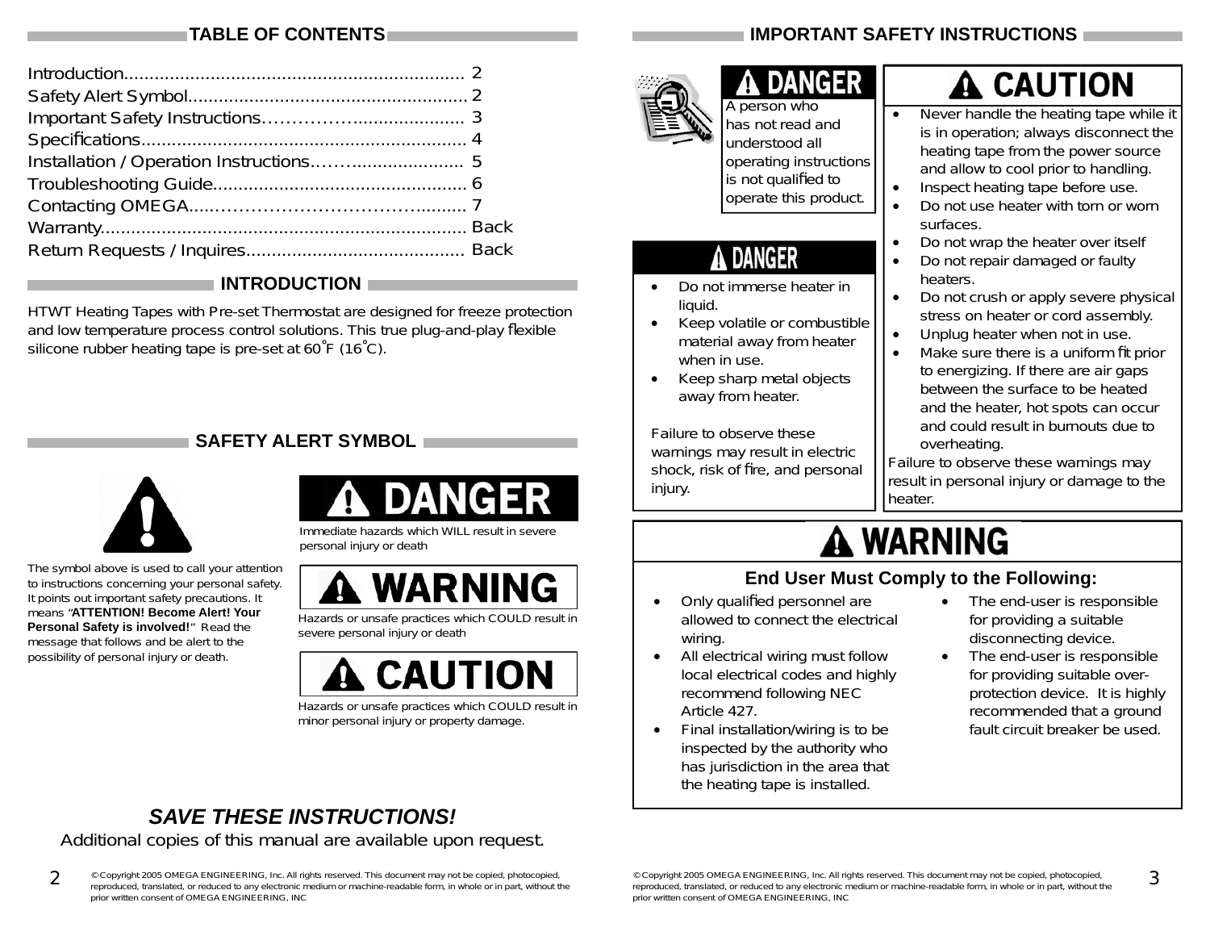## TABLE OF CONTENTS

| | |
|---|---|
| Introduction | 2 |
| Safety Alert Symbol | 2 |
| Important Safety Instructions | 3 |
| Specifications | 4 |
| Installation / Operation Instructions | 5 |
| Troubleshooting Guide | 6 |
| Contacting OMEGA | 7 |
| Warranty | Back |
| Return Requests / Inquires | Back |

## INTRODUCTION

HTWT Heating Tapes with Pre-set Thermostat are designed for freeze protection and low temperature process control solutions. This true plug-and-play flexible silicone rubber heating tape is pre-set at 60°F (16°C).

## SAFETY ALERT SYMBOL

The symbol above is used to call your attention to instructions concerning your personal safety. It points out important safety precautions. It means "**ATTENTION! Become Alert! Your Personal Safety is involved!**" Read the message that follows and be alert to the possibility of personal injury or death.

**DANGER**
Immediate hazards which WILL result in severe personal injury or death

**WARNING**
Hazards or unsafe practices which COULD result in severe personal injury or death

**CAUTION**
Hazards or unsafe practices which COULD result in minor personal injury or property damage.

***SAVE THESE INSTRUCTIONS!***

Additional copies of this manual are available upon request.

© Copyright 2005 OMEGA ENGINEERING, Inc. All rights reserved. This document may not be copied, photocopied, reproduced, translated, or reduced to any electronic medium or machine-readable form, in whole or in part, without the prior written consent of OMEGA ENGINEERING, INC

## IMPORTANT SAFETY INSTRUCTIONS

**DANGER**

A person who has not read and understood all operating instructions is not qualified to operate this product.

**DANGER**

- Do not immerse heater in liquid.
- Keep volatile or combustible material away from heater when in use.
- Keep sharp metal objects away from heater.

Failure to observe these warnings may result in electric shock, risk of fire, and personal injury.

**CAUTION**

- Never handle the heating tape while it is in operation; always disconnect the heating tape from the power source and allow to cool prior to handling.
- Inspect heating tape before use.
- Do not use heater with torn or worn surfaces.
- Do not wrap the heater over itself
- Do not repair damaged or faulty heaters.
- Do not crush or apply severe physical stress on heater or cord assembly.
- Unplug heater when not in use.
- Make sure there is a uniform fit prior to energizing. If there are air gaps between the surface to be heated and the heater, hot spots can occur and could result in burnouts due to overheating.

Failure to observe these warnings may result in personal injury or damage to the heater.

**WARNING**

**End User Must Comply to the Following:**

- Only qualified personnel are allowed to connect the electrical wiring.
- All electrical wiring must follow local electrical codes and highly recommend following NEC Article 427.
- Final installation/wiring is to be inspected by the authority who has jurisdiction in the area that the heating tape is installed.
- The end-user is responsible for providing a suitable disconnecting device.
- The end-user is responsible for providing suitable over-protection device. It is highly recommended that a ground fault circuit breaker be used.

© Copyright 2005 OMEGA ENGINEERING, Inc. All rights reserved. This document may not be copied, photocopied, reproduced, translated, or reduced to any electronic medium or machine-readable form, in whole or in part, without the prior written consent of OMEGA ENGINEERING, INC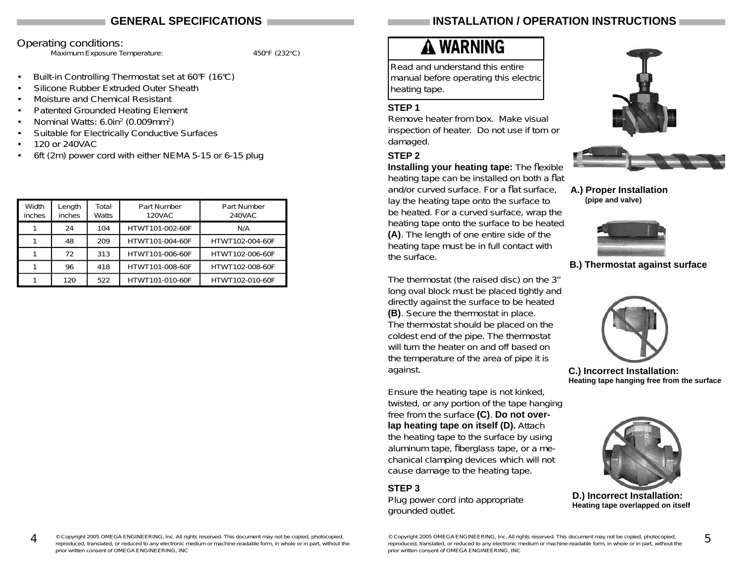## GENERAL SPECIFICATIONS

Operating conditions:

Maximum Exposure Temperature: 450°F (232°C)

- Built-in Controlling Thermostat set at 60°F (16°C)
- Silicone Rubber Extruded Outer Sheath
- Moisture and Chemical Resistant
- Patented Grounded Heating Element
- Nominal Watts: 6.0in$^2$ (0.009mm$^2$)
- Suitable for Electrically Conductive Surfaces
- 120 or 240VAC
- 6ft (2m) power cord with either NEMA 5-15 or 6-15 plug

| Width inches | Length inches | Total Watts | Part Number 120VAC | Part Number 240VAC |
|---|---|---|---|---|
| 1 | 24 | 104 | HTWT101-002-60F | N/A |
| 1 | 48 | 209 | HTWT101-004-60F | HTWT102-004-60F |
| 1 | 72 | 313 | HTWT101-006-60F | HTWT102-006-60F |
| 1 | 96 | 418 | HTWT101-008-60F | HTWT102-008-60F |
| 1 | 120 | 522 | HTWT101-010-60F | HTWT102-010-60F |

© Copyright 2005 OMEGA ENGINEERING, Inc. All rights reserved. This document may not be copied, photocopied, reproduced, translated, or reduced to any electronic medium or machine-readable form, in whole or in part, without the prior written consent of OMEGA ENGINEERING, INC

## INSTALLATION / OPERATION INSTRUCTIONS

**⚠ WARNING**

Read and understand this entire manual before operating this electric heating tape.

**STEP 1**

Remove heater from box. Make visual inspection of heater. Do not use if torn or damaged.

**STEP 2**

**Installing your heating tape:** The flexible heating tape can be installed on both a flat and/or curved surface. For a flat surface, lay the heating tape onto the surface to be heated. For a curved surface, wrap the heating tape onto the surface to be heated **(A)**. The length of one entire side of the heating tape must be in full contact with the surface.

The thermostat (the raised disc) on the 3" long oval block must be placed tightly and directly against the surface to be heated **(B)**. Secure the thermostat in place. The thermostat should be placed on the coldest end of the pipe. The thermostat will turn the heater on and off based on the temperature of the area of pipe it is against.

Ensure the heating tape is not kinked, twisted, or any portion of the tape hanging free from the surface **(C)**. **Do not overlap heating tape on itself (D).** Attach the heating tape to the surface by using aluminum tape, fiberglass tape, or a mechanical clamping devices which will not cause damage to the heating tape.

**STEP 3**

Plug power cord into appropriate grounded outlet.

**A.) Proper Installation (pipe and valve)**

**B.) Thermostat against surface**

**C.) Incorrect Installation: Heating tape hanging free from the surface**

**D.) Incorrect Installation: Heating tape overlapped on itself**

© Copyright 2005 OMEGA ENGINEERING, Inc. All rights reserved. This document may not be copied, photocopied, reproduced, translated, or reduced to any electronic medium or machine-readable form, in whole or in part, without the prior written consent of OMEGA ENGINEERING, INC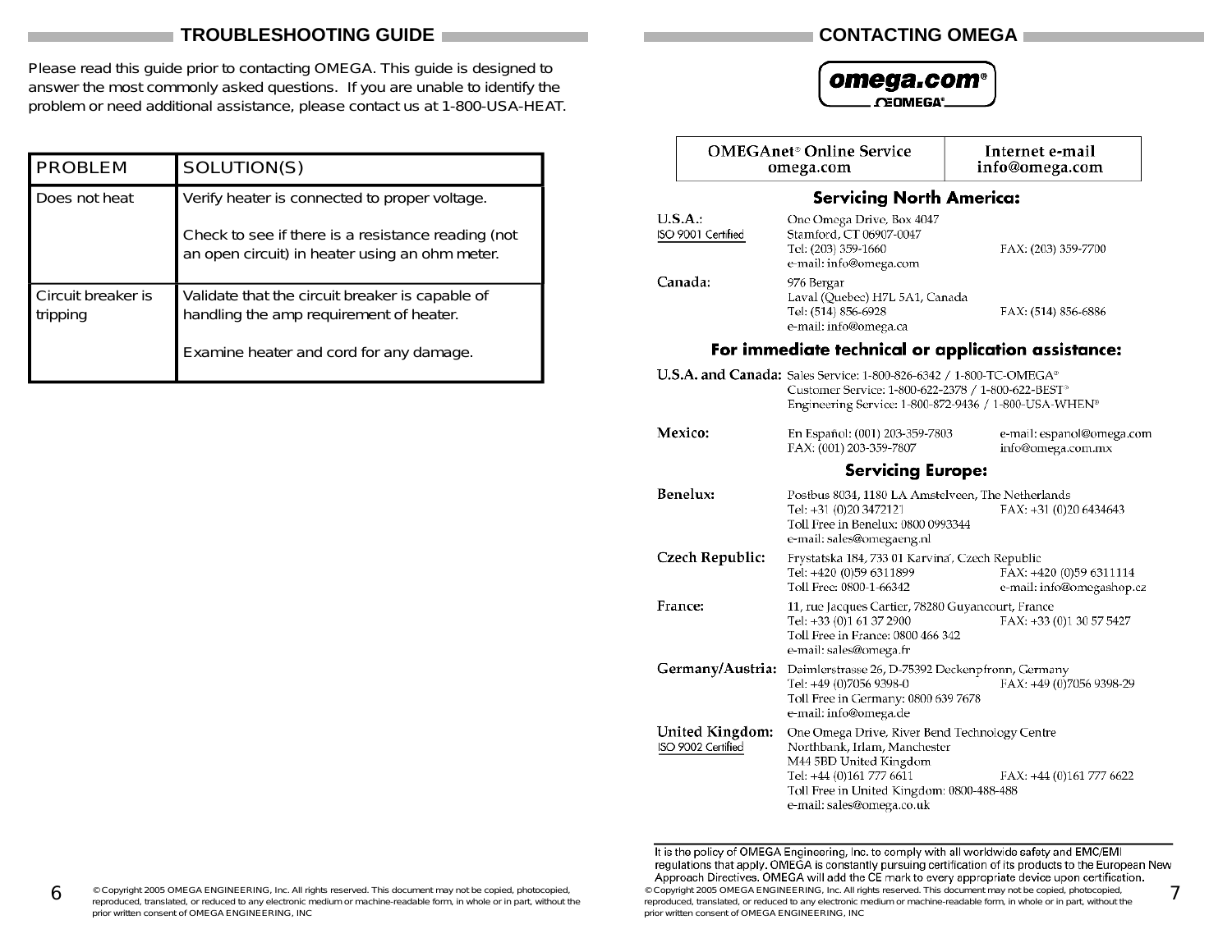## TROUBLESHOOTING GUIDE

Please read this guide prior to contacting OMEGA. This guide is designed to answer the most commonly asked questions. If you are unable to identify the problem or need additional assistance, please contact us at 1-800-USA-HEAT.

| PROBLEM | SOLUTION(S) |
|---|---|
| Does not heat | Verify heater is connected to proper voltage.<br><br>Check to see if there is a resistance reading (not an open circuit) in heater using an ohm meter. |
| Circuit breaker is tripping | Validate that the circuit breaker is capable of handling the amp requirement of heater.<br><br>Examine heater and cord for any damage. |

© Copyright 2005 OMEGA ENGINEERING, Inc. All rights reserved. This document may not be copied, photocopied, reproduced, translated, or reduced to any electronic medium or machine-readable form, in whole or in part, without the prior written consent of OMEGA ENGINEERING, INC

## CONTACTING OMEGA

omega.com® OMEGA®

| OMEGAnet® Online Service | Internet e-mail |
|---|---|
| omega.com | info@omega.com |

### Servicing North America:

**U.S.A.:** ISO 9001 Certified
One Omega Drive, Box 4047
Stamford, CT 06907-0047
Tel: (203) 359-1660 FAX: (203) 359-7700
e-mail: info@omega.com

**Canada:**
976 Bergar
Laval (Quebec) H7L 5A1, Canada
Tel: (514) 856-6928 FAX: (514) 856-6886
e-mail: info@omega.ca

### For immediate technical or application assistance:

**U.S.A. and Canada:**
Sales Service: 1-800-826-6342 / 1-800-TC-OMEGA®
Customer Service: 1-800-622-2378 / 1-800-622-BEST®
Engineering Service: 1-800-872-9436 / 1-800-USA-WHEN®

**Mexico:**
En Español: (001) 203-359-7803 e-mail: espanol@omega.com
FAX: (001) 203-359-7807 info@omega.com.mx

### Servicing Europe:

**Benelux:**
Postbus 8034, 1180 LA Amstelveen, The Netherlands
Tel: +31 (0)20 3472121 FAX: +31 (0)20 6434643
Toll Free in Benelux: 0800 0993344
e-mail: sales@omegaeng.nl

**Czech Republic:**
Frystatska 184, 733 01 Karviná, Czech Republic
Tel: +420 (0)59 6311899 FAX: +420 (0)59 6311114
Toll Free: 0800-1-66342 e-mail: info@omegashop.cz

**France:**
11, rue Jacques Cartier, 78280 Guyancourt, France
Tel: +33 (0)1 61 37 2900 FAX: +33 (0)1 30 57 5427
Toll Free in France: 0800 466 342
e-mail: sales@omega.fr

**Germany/Austria:**
Daimlerstrasse 26, D-75392 Deckenpfronn, Germany
Tel: +49 (0)7056 9398-0 FAX: +49 (0)7056 9398-29
Toll Free in Germany: 0800 639 7678
e-mail: info@omega.de

**United Kingdom:** ISO 9002 Certified
One Omega Drive, River Bend Technology Centre
Northbank, Irlam, Manchester
M44 5BD United Kingdom
Tel: +44 (0)161 777 6611 FAX: +44 (0)161 777 6622
Toll Free in United Kingdom: 0800-488-488
e-mail: sales@omega.co.uk

It is the policy of OMEGA Engineering, Inc. to comply with all worldwide safety and EMC/EMI regulations that apply. OMEGA is constantly pursuing certification of its products to the European New Approach Directives. OMEGA will add the CE mark to every appropriate device upon certification.

© Copyright 2005 OMEGA ENGINEERING, Inc. All rights reserved. This document may not be copied, photocopied, reproduced, translated, or reduced to any electronic medium or machine-readable form, in whole or in part, without the prior written consent of OMEGA ENGINEERING, INC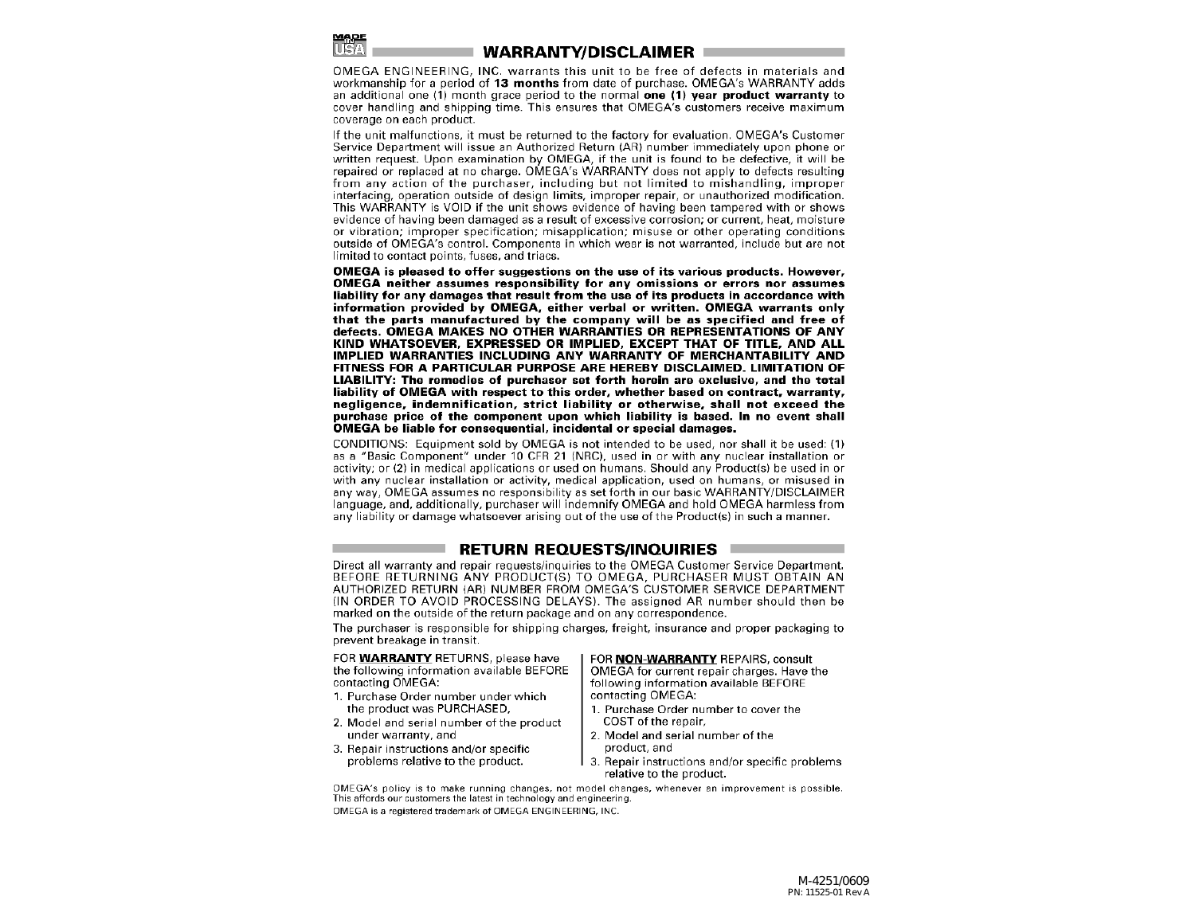## WARRANTY/DISCLAIMER

OMEGA ENGINEERING, INC. warrants this unit to be free of defects in materials and workmanship for a period of **13 months** from date of purchase. OMEGA's WARRANTY adds an additional one (1) month grace period to the normal **one (1) year product warranty** to cover handling and shipping time. This ensures that OMEGA's customers receive maximum coverage on each product.

If the unit malfunctions, it must be returned to the factory for evaluation. OMEGA's Customer Service Department will issue an Authorized Return (AR) number immediately upon phone or written request. Upon examination by OMEGA, if the unit is found to be defective, it will be repaired or replaced at no charge. OMEGA's WARRANTY does not apply to defects resulting from any action of the purchaser, including but not limited to mishandling, improper interfacing, operation outside of design limits, improper repair, or unauthorized modification. This WARRANTY is VOID if the unit shows evidence of having been tampered with or shows evidence of having been damaged as a result of excessive corrosion; or current, heat, moisture or vibration; improper specification; misapplication; misuse or other operating conditions outside of OMEGA's control. Components in which wear is not warranted, include but are not limited to contact points, fuses, and triacs.

**OMEGA is pleased to offer suggestions on the use of its various products. However, OMEGA neither assumes responsibility for any omissions or errors nor assumes liability for any damages that result from the use of its products in accordance with information provided by OMEGA, either verbal or written. OMEGA warrants only that the parts manufactured by the company will be as specified and free of defects. OMEGA MAKES NO OTHER WARRANTIES OR REPRESENTATIONS OF ANY KIND WHATSOEVER, EXPRESSED OR IMPLIED, EXCEPT THAT OF TITLE, AND ALL IMPLIED WARRANTIES INCLUDING ANY WARRANTY OF MERCHANTABILITY AND FITNESS FOR A PARTICULAR PURPOSE ARE HEREBY DISCLAIMED. LIMITATION OF LIABILITY: The remedies of purchaser set forth herein are exclusive, and the total liability of OMEGA with respect to this order, whether based on contract, warranty, negligence, indemnification, strict liability or otherwise, shall not exceed the purchase price of the component upon which liability is based. In no event shall OMEGA be liable for consequential, incidental or special damages.**

CONDITIONS: Equipment sold by OMEGA is not intended to be used, nor shall it be used: (1) as a "Basic Component" under 10 CFR 21 (NRC), used in or with any nuclear installation or activity; or (2) in medical applications or used on humans. Should any Product(s) be used in or with any nuclear installation or activity, medical application, used on humans, or misused in any way, OMEGA assumes no responsibility as set forth in our basic WARRANTY/DISCLAIMER language, and, additionally, purchaser will indemnify OMEGA and hold OMEGA harmless from any liability or damage whatsoever arising out of the use of the Product(s) in such a manner.

## RETURN REQUESTS/INQUIRIES

Direct all warranty and repair requests/inquiries to the OMEGA Customer Service Department. BEFORE RETURNING ANY PRODUCT(S) TO OMEGA, PURCHASER MUST OBTAIN AN AUTHORIZED RETURN (AR) NUMBER FROM OMEGA'S CUSTOMER SERVICE DEPARTMENT (IN ORDER TO AVOID PROCESSING DELAYS). The assigned AR number should then be marked on the outside of the return package and on any correspondence.

The purchaser is responsible for shipping charges, freight, insurance and proper packaging to prevent breakage in transit.

FOR **WARRANTY** RETURNS, please have the following information available BEFORE contacting OMEGA:

1. Purchase Order number under which the product was PURCHASED,
2. Model and serial number of the product under warranty, and
3. Repair instructions and/or specific problems relative to the product.

FOR **NON-WARRANTY** REPAIRS, consult OMEGA for current repair charges. Have the following information available BEFORE contacting OMEGA:

1. Purchase Order number to cover the COST of the repair,
2. Model and serial number of the product, and
3. Repair instructions and/or specific problems relative to the product.

OMEGA's policy is to make running changes, not model changes, whenever an improvement is possible. This affords our customers the latest in technology and engineering.

OMEGA is a registered trademark of OMEGA ENGINEERING, INC.

M-4251/0609
PN: 11525-01 Rev A